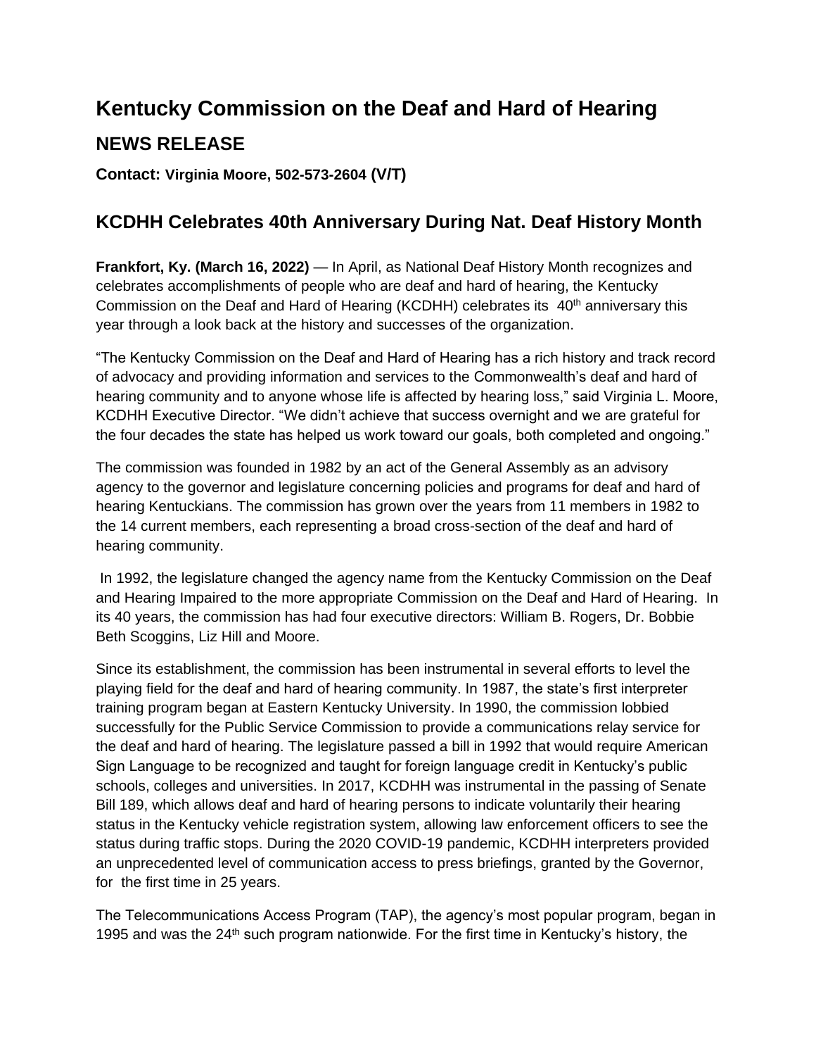# Kentucky Commission on the Deaf and Hard of Hearing

## NEWS RELEASE

**Contact: Virginia Moore, 502-573-2604 (V/T)**

## KCDHH Celebrates 40th Anniversary During Nat. Deaf History Month

**Frankfort, Ky. (March 16, 2022)** — In April, as National Deaf History Month recognizes and celebrates accomplishments of people who are deaf and hard of hearing, the Kentucky Commission on the Deaf and Hard of Hearing (KCDHH) celebrates its 40th anniversary this year through a look back at the history and successes of the organization.

"The Kentucky Commission on the Deaf and Hard of Hearing has a rich history and track record of advocacy and providing information and services to the Commonwealth's deaf and hard of hearing community and to anyone whose life is affected by hearing loss," said Virginia L. Moore, KCDHH Executive Director. "We didn't achieve that success overnight and we are grateful for the four decades the state has helped us work toward our goals, both completed and ongoing."

The commission was founded in 1982 by an act of the General Assembly as an advisory agency to the governor and legislature concerning policies and programs for deaf and hard of hearing Kentuckians. The commission has grown over the years from 11 members in 1982 to the 14 current members, each representing a broad cross-section of the deaf and hard of hearing community.

In 1992, the legislature changed the agency name from the Kentucky Commission on the Deaf and Hearing Impaired to the more appropriate Commission on the Deaf and Hard of Hearing. In its 40 years, the commission has had four executive directors: William B. Rogers, Dr. Bobbie Beth Scoggins, Liz Hill and Moore.

Since its establishment, the commission has been instrumental in several efforts to level the playing field for the deaf and hard of hearing community. In 1987, the state's first interpreter training program began at Eastern Kentucky University. In 1990, the commission lobbied successfully for the Public Service Commission to provide a communications relay service for the deaf and hard of hearing. The legislature passed a bill in 1992 that would require American Sign Language to be recognized and taught for foreign language credit in Kentucky's public schools, colleges and universities. In 2017, KCDHH was instrumental in the passing of Senate Bill 189, which allows deaf and hard of hearing persons to indicate voluntarily their hearing status in the Kentucky vehicle registration system, allowing law enforcement officers to see the status during traffic stops. During the 2020 COVID-19 pandemic, KCDHH interpreters provided an unprecedented level of communication access to press briefings, granted by the Governor, for the first time in 25 years.

The Telecommunications Access Program (TAP), the agency's most popular program, began in 1995 and was the 24th such program nationwide. For the first time in Kentucky's history, the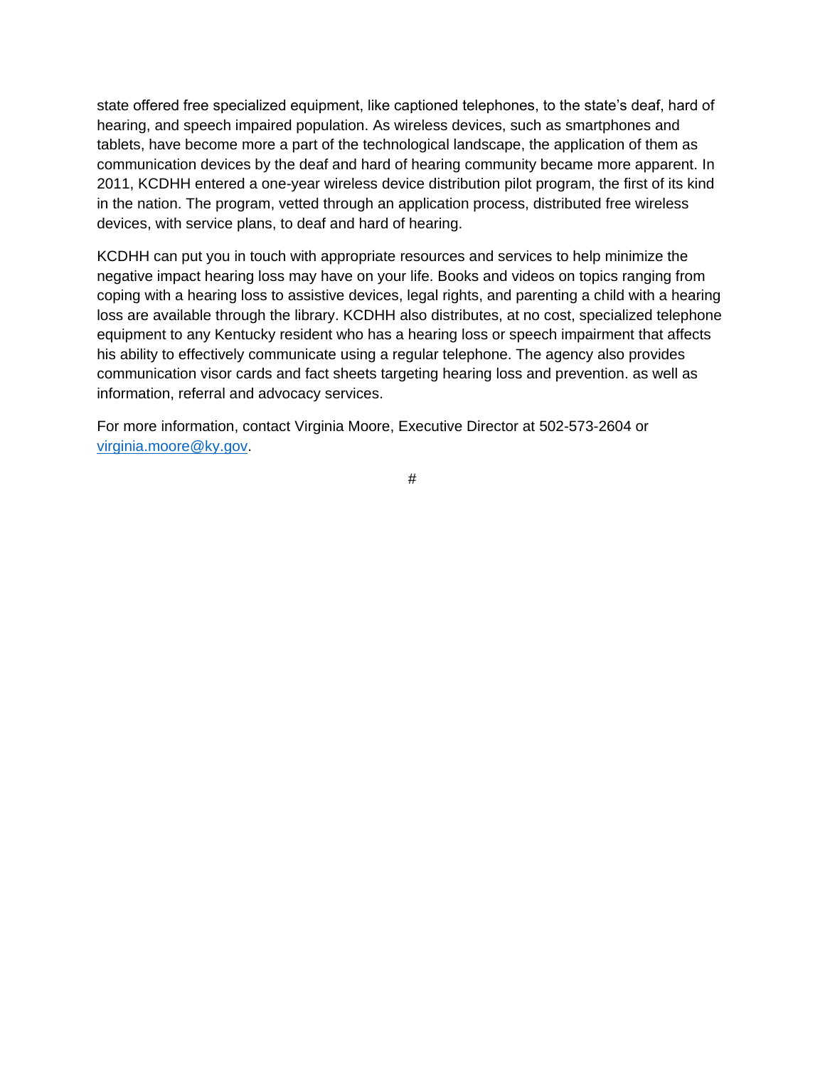state offered free specialized equipment, like captioned telephones, to the state's deaf, hard of hearing, and speech impaired population. As wireless devices, such as smartphones and tablets, have become more a part of the technological landscape, the application of them as communication devices by the deaf and hard of hearing community became more apparent. In 2011, KCDHH entered a one-year wireless device distribution pilot program, the first of its kind in the nation. The program, vetted through an application process, distributed free wireless devices, with service plans, to deaf and hard of hearing.

KCDHH can put you in touch with appropriate resources and services to help minimize the negative impact hearing loss may have on your life. Books and videos on topics ranging from coping with a hearing loss to assistive devices, legal rights, and parenting a child with a hearing loss are available through the library. KCDHH also distributes, at no cost, specialized telephone equipment to any Kentucky resident who has a hearing loss or speech impairment that affects his ability to effectively communicate using a regular telephone. The agency also provides communication visor cards and fact sheets targeting hearing loss and prevention. as well as information, referral and advocacy services.

For more information, contact Virginia Moore, Executive Director at 502-573-2604 or virginia.moore@ky.gov.

#